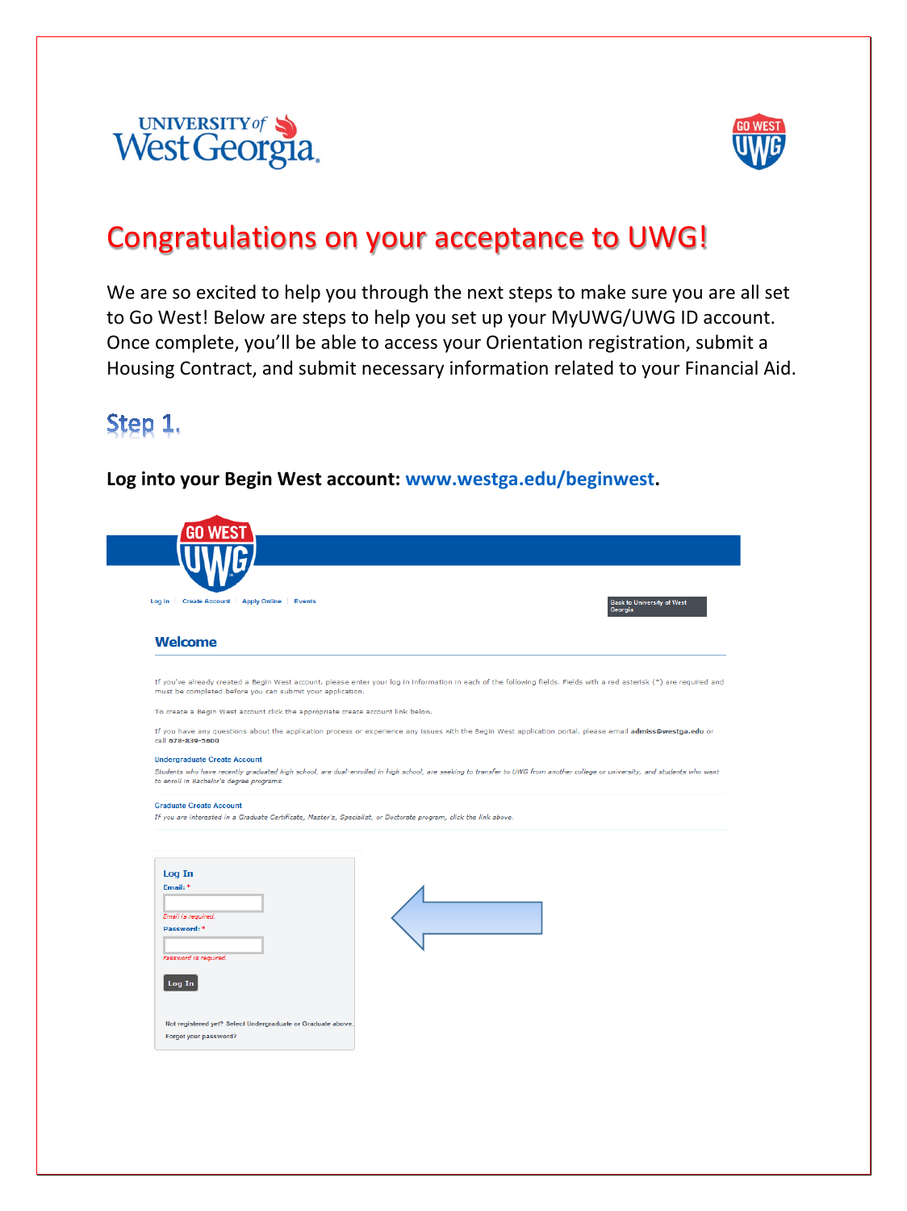# Congratulations on your acceptance to UWG!

We are so excited to help you through the next steps to make sure you are all set to Go West! Below are steps to help you set up your MyUWG/UWG ID account. Once complete, you'll be able to access your Orientation registration, submit a Housing Contract, and submit necessary information related to your Financial Aid.

## Step 1.

**Log into your Begin West account: www.westga.edu/beginwest.**

Log In | Create Account | Apply Online | Events

Back to University of West Georgia

### Welcome

If you've already created a Begin West account, please enter your log in information in each of the following fields. Fields with a red asterisk (*) are required and must be completed before you can submit your application.

To create a Begin West account click the appropriate create account link below.

If you have any questions about the application process or experience any issues with the Begin West application portal, please email **admiss@westga.edu** or call 678-839-5600

Undergraduate Create Account

*Students who have recently graduated high school, are dual-enrolled in high school, are seeking to transfer to UWG from another college or university, and students who want to enroll in Bachelor's degree programs.*

Graduate Create Account

*If you are interested in a Graduate Certificate, Master's, Specialist, or Doctorate program, click the link above.*

Log In

Email: *

*Email is required.*

Password: *

*Password is required.*

Log In

Not registered yet? Select Undergraduate or Graduate above.

Forgot your password?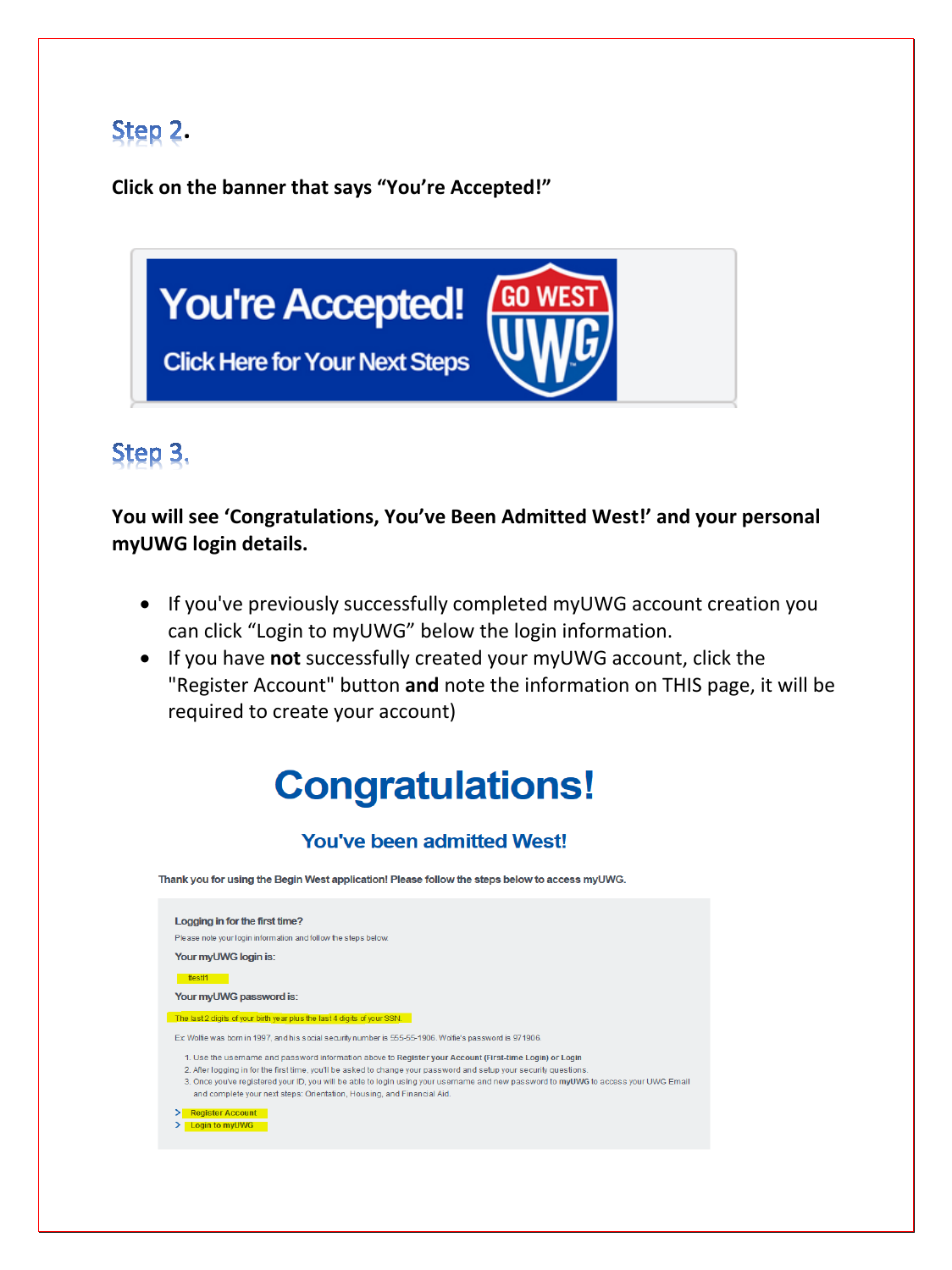## Step 2.

**Click on the banner that says "You're Accepted!"**

You're Accepted!

Click Here for Your Next Steps

GO WEST UWG

## Step 3.

**You will see 'Congratulations, You've Been Admitted West!' and your personal myUWG login details.**

- If you've previously successfully completed myUWG account creation you can click "Login to myUWG" below the login information.
- If you have **not** successfully created your myUWG account, click the "Register Account" button **and** note the information on THIS page, it will be required to create your account)

# Congratulations!

### You've been admitted West!

Thank you for using the Begin West application! Please follow the steps below to access myUWG.

**Logging in for the first time?**

Please note your login information and follow the steps below.

**Your myUWG login is:**

ttest1

**Your myUWG password is:**

The last 2 digits of your birth year plus the last 4 digits of your SSN.

Ex: Wolfie was born in 1997, and his social security number is 555-55-1906. Wolfie's password is 971906.

1. Use the username and password information above to Register your Account (First-time Login) or Login
2. After logging in for the first time, you'll be asked to change your password and setup your security questions.
3. Once you've registered your ID, you will be able to login using your username and new password to **myUWG** to access your UWG Email and complete your next steps: Orientation, Housing, and Financial Aid.

> Register Account

> Login to myUWG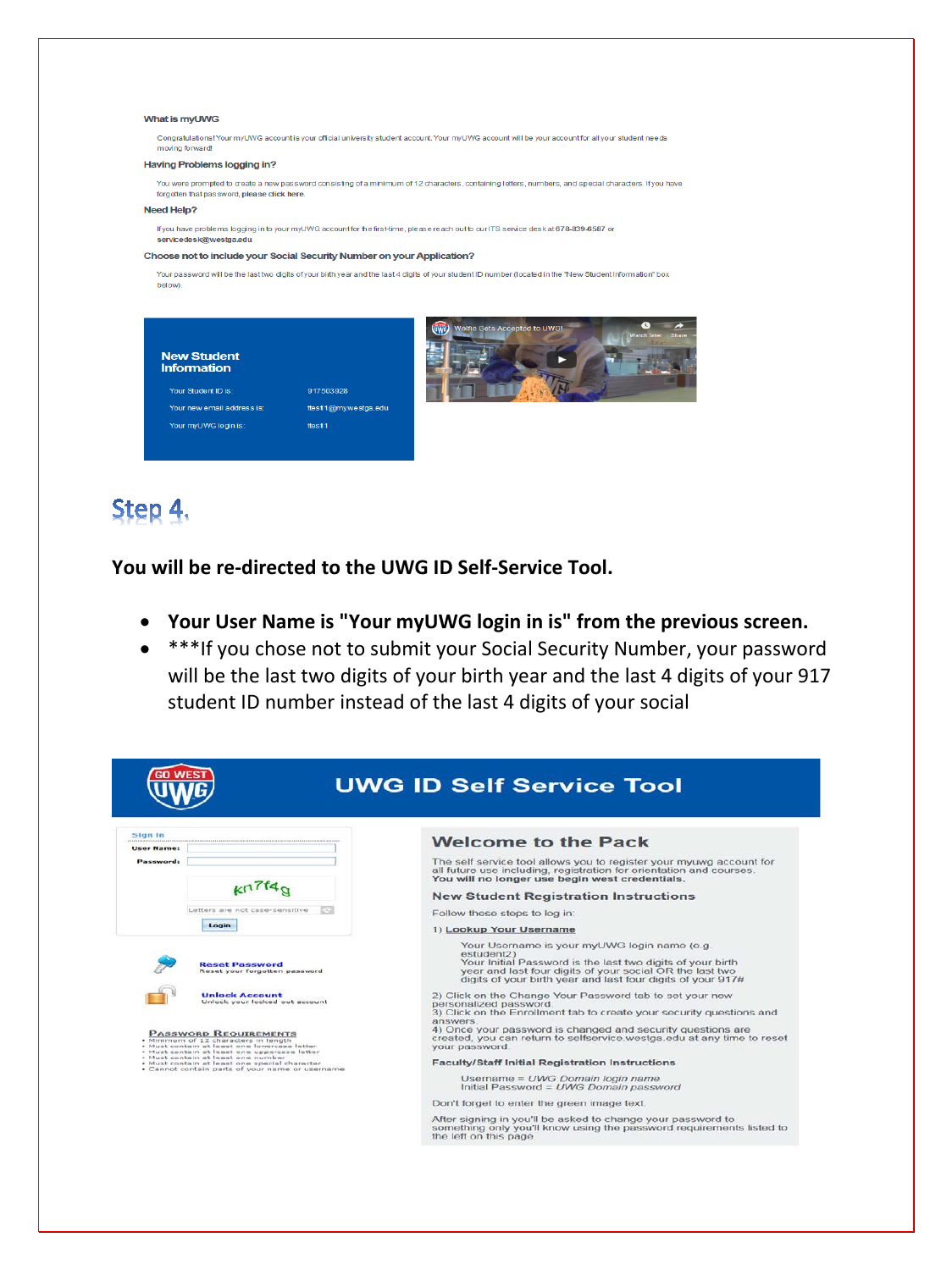**What is myUWG**

Congratulations! Your myUWG account is your official university student account. Your myUWG account will be your account for all your student needs moving forward!

**Having Problems logging in?**

You were prompted to create a new password consisting of a minimum of 12 characters, containing letters, numbers, and special characters. If you have forgotten that password, please click here.

**Need Help?**

If you have problems logging in to your myUWG account for the first time, please reach out to our ITS service desk at 678-839-6587 or servicedesk@westga.edu

**Choose not to include your Social Security Number on your Application?**

Your password will be the last two digits of your birth year and the last 4 digits of your student ID number (located in the "New Student Information" box below)

**New Student Information**

| | |
|---|---|
| Your Student ID is: | 917503928 |
| Your new email address is: | ttest11@my.westga.edu |
| Your myUWG login is: | ttest11 |

Wolfie Gets Accepted to UWG!

# Step 4.

**You will be re-directed to the UWG ID Self-Service Tool.**

- **Your User Name is "Your myUWG login in is" from the previous screen.**
- ***If you chose not to submit your Social Security Number, your password will be the last two digits of your birth year and the last 4 digits of your 917 student ID number instead of the last 4 digits of your social

**UWG ID Self Service Tool**

Sign in

User Name:

Password:

kn7f4g

Letters are not case-sensitive

Login

Reset Password – Reset your forgotten password

Unlock Account – Unlock your locked out account

**Password Requirements**

- Minimum of 12 characters in length
- Must contain at least one lowercase letter
- Must contain at least one uppercase letter
- Must contain at least one number
- Must contain at least one special character
- Cannot contain parts of your name or username

**Welcome to the Pack**

The self service tool allows you to register your myuwg account for all future use including, registration for orientation and courses. **You will no longer use begin west credentials.**

**New Student Registration Instructions**

Follow these steps to log in:

1) Lookup Your Username

Your Username is your myUWG login name (e.g. estudent2)
Your Initial Password is the last two digits of your birth year and last four digits of your social OR the last two digits of your birth year and last four digits of your 917#

2) Click on the Change Your Password tab to set your new personalized password.
3) Click on the Enrollment tab to create your security questions and answers.
4) Once your password is changed and security questions are created, you can return to selfservice.westga.edu at any time to reset your password.

**Faculty/Staff Initial Registration Instructions**

Username = *UWG Domain login name*
Initial Password = *UWG Domain password*

Don't forget to enter the green image text.

After signing in you'll be asked to change your password to something only you'll know using the password requirements listed to the left on this page.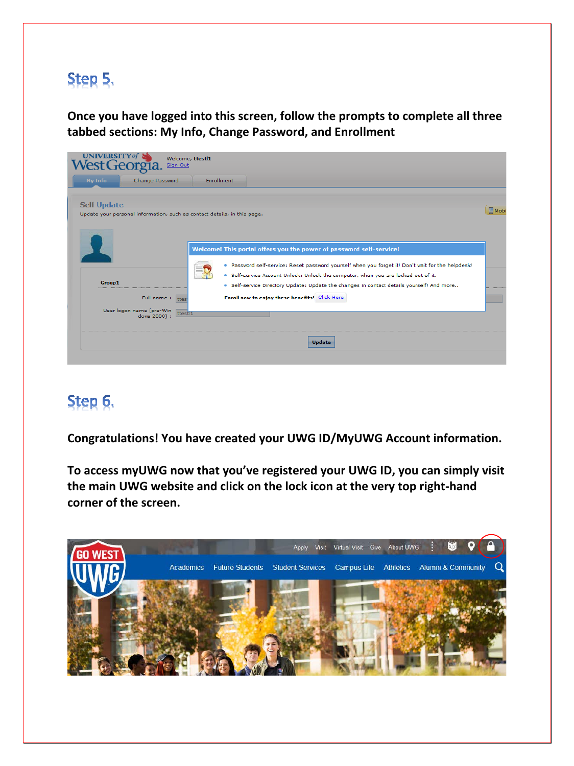## Step 5.

**Once you have logged into this screen, follow the prompts to complete all three tabbed sections: My Info, Change Password, and Enrollment**

## Step 6.

**Congratulations! You have created your UWG ID/MyUWG Account information.**

**To access myUWG now that you've registered your UWG ID, you can simply visit the main UWG website and click on the lock icon at the very top right-hand corner of the screen.**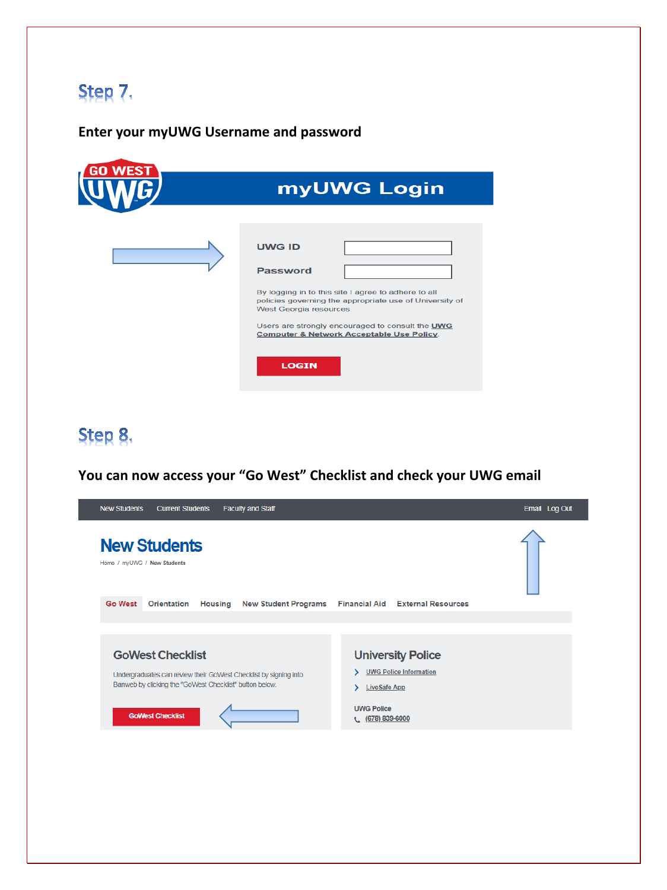## Step 7.

**Enter your myUWG Username and password**

GO WEST UWG

myUWG Login

UWG ID

Password

By logging in to this site I agree to adhere to all policies governing the appropriate use of University of West Georgia resources.

Users are strongly encouraged to consult the UWG Computer & Network Acceptable Use Policy.

LOGIN

## Step 8.

**You can now access your "Go West" Checklist and check your UWG email**

New Students Current Students Faculty and Staff Email Log Out

New Students

Home / myUWG / New Students

Go West Orientation Housing New Student Programs Financial Aid External Resources

GoWest Checklist

Undergraduates can review their GoWest Checklist by signing into Banweb by clicking the "GoWest Checklist" button below.

GoWest Checklist

University Police

- UWG Police Information
- LiveSafe App

UWG Police

(678) 839-6000